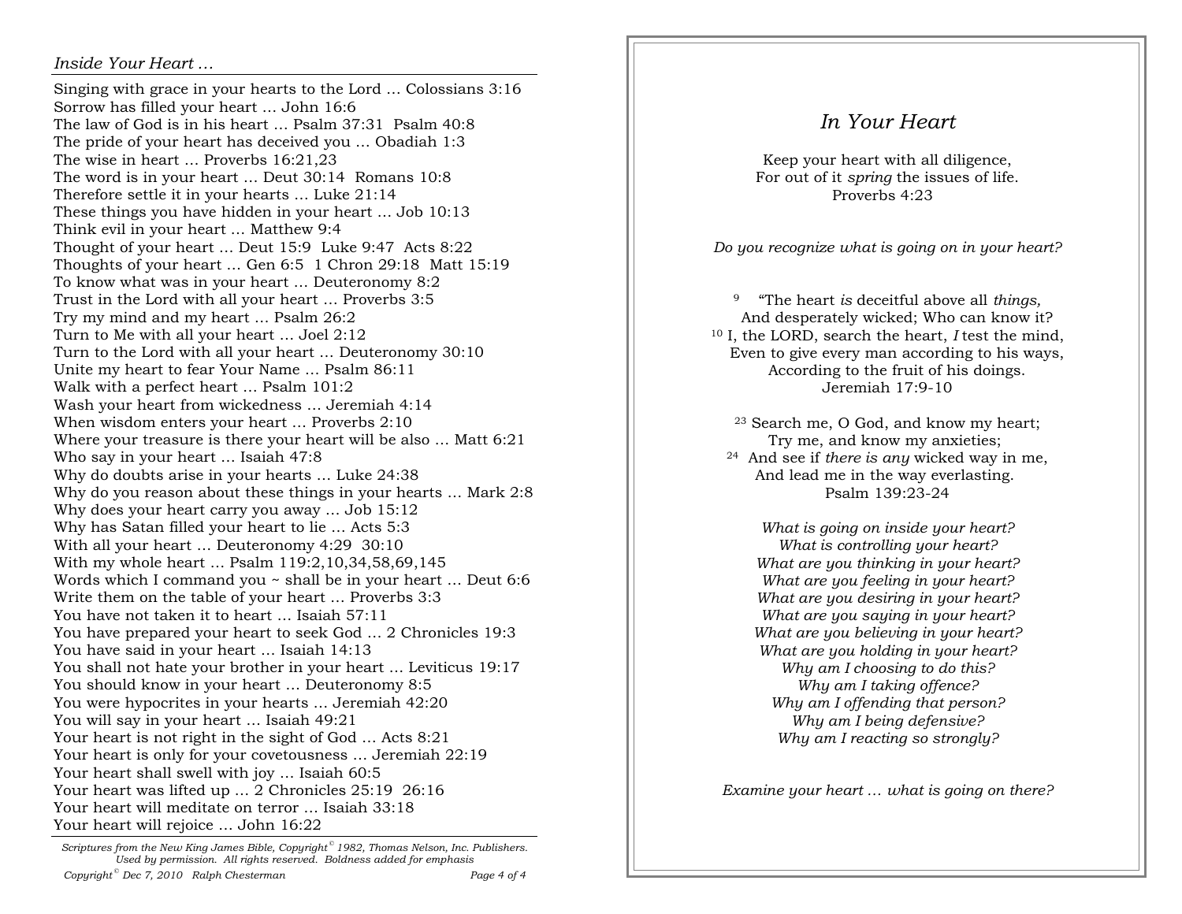*Inside Your Heart …*

Singing with grace in your hearts to the Lord … Colossians 3:16
Sorrow has filled your heart … John 16:6
The law of God is in his heart … Psalm 37:31 Psalm 40:8
The pride of your heart has deceived you … Obadiah 1:3
The wise in heart … Proverbs 16:21,23
The word is in your heart … Deut 30:14 Romans 10:8
Therefore settle it in your hearts … Luke 21:14
These things you have hidden in your heart … Job 10:13
Think evil in your heart … Matthew 9:4
Thought of your heart … Deut 15:9 Luke 9:47 Acts 8:22
Thoughts of your heart … Gen 6:5 1 Chron 29:18 Matt 15:19
To know what was in your heart … Deuteronomy 8:2
Trust in the Lord with all your heart … Proverbs 3:5
Try my mind and my heart … Psalm 26:2
Turn to Me with all your heart … Joel 2:12
Turn to the Lord with all your heart … Deuteronomy 30:10
Unite my heart to fear Your Name … Psalm 86:11
Walk with a perfect heart … Psalm 101:2
Wash your heart from wickedness … Jeremiah 4:14
When wisdom enters your heart … Proverbs 2:10
Where your treasure is there your heart will be also … Matt 6:21
Who say in your heart … Isaiah 47:8
Why do doubts arise in your hearts … Luke 24:38
Why do you reason about these things in your hearts … Mark 2:8
Why does your heart carry you away … Job 15:12
Why has Satan filled your heart to lie … Acts 5:3
With all your heart … Deuteronomy 4:29 30:10
With my whole heart … Psalm 119:2,10,34,58,69,145
Words which I command you ~ shall be in your heart … Deut 6:6
Write them on the table of your heart … Proverbs 3:3
You have not taken it to heart … Isaiah 57:11
You have prepared your heart to seek God … 2 Chronicles 19:3
You have said in your heart … Isaiah 14:13
You shall not hate your brother in your heart … Leviticus 19:17
You should know in your heart … Deuteronomy 8:5
You were hypocrites in your hearts … Jeremiah 42:20
You will say in your heart … Isaiah 49:21
Your heart is not right in the sight of God … Acts 8:21
Your heart is only for your covetousness … Jeremiah 22:19
Your heart shall swell with joy … Isaiah 60:5
Your heart was lifted up … 2 Chronicles 25:19 26:16
Your heart will meditate on terror … Isaiah 33:18
Your heart will rejoice … John 16:22

*Scriptures from the New King James Bible, Copyright© 1982, Thomas Nelson, Inc. Publishers. Used by permission. All rights reserved. Boldness added for emphasis*

*Copyright© Dec 7, 2010 Ralph Chesterman*

# *In Your Heart*

Keep your heart with all diligence,
For out of it *spring* the issues of life.
Proverbs 4:23

*Do you recognize what is going on in your heart?*

[9] "The heart *is* deceitful above all *things,*
And desperately wicked; Who can know it?
[10] I, the LORD, search the heart, *I* test the mind,
Even to give every man according to his ways,
According to the fruit of his doings.
Jeremiah 17:9-10

[23] Search me, O God, and know my heart;
Try me, and know my anxieties;
[24] And see if *there is any* wicked way in me,
And lead me in the way everlasting.
Psalm 139:23-24

*What is going on inside your heart?*
*What is controlling your heart?*
*What are you thinking in your heart?*
*What are you feeling in your heart?*
*What are you desiring in your heart?*
*What are you saying in your heart?*
*What are you believing in your heart?*
*What are you holding in your heart?*
*Why am I choosing to do this?*
*Why am I taking offence?*
*Why am I offending that person?*
*Why am I being defensive?*
*Why am I reacting so strongly?*

*Examine your heart … what is going on there?*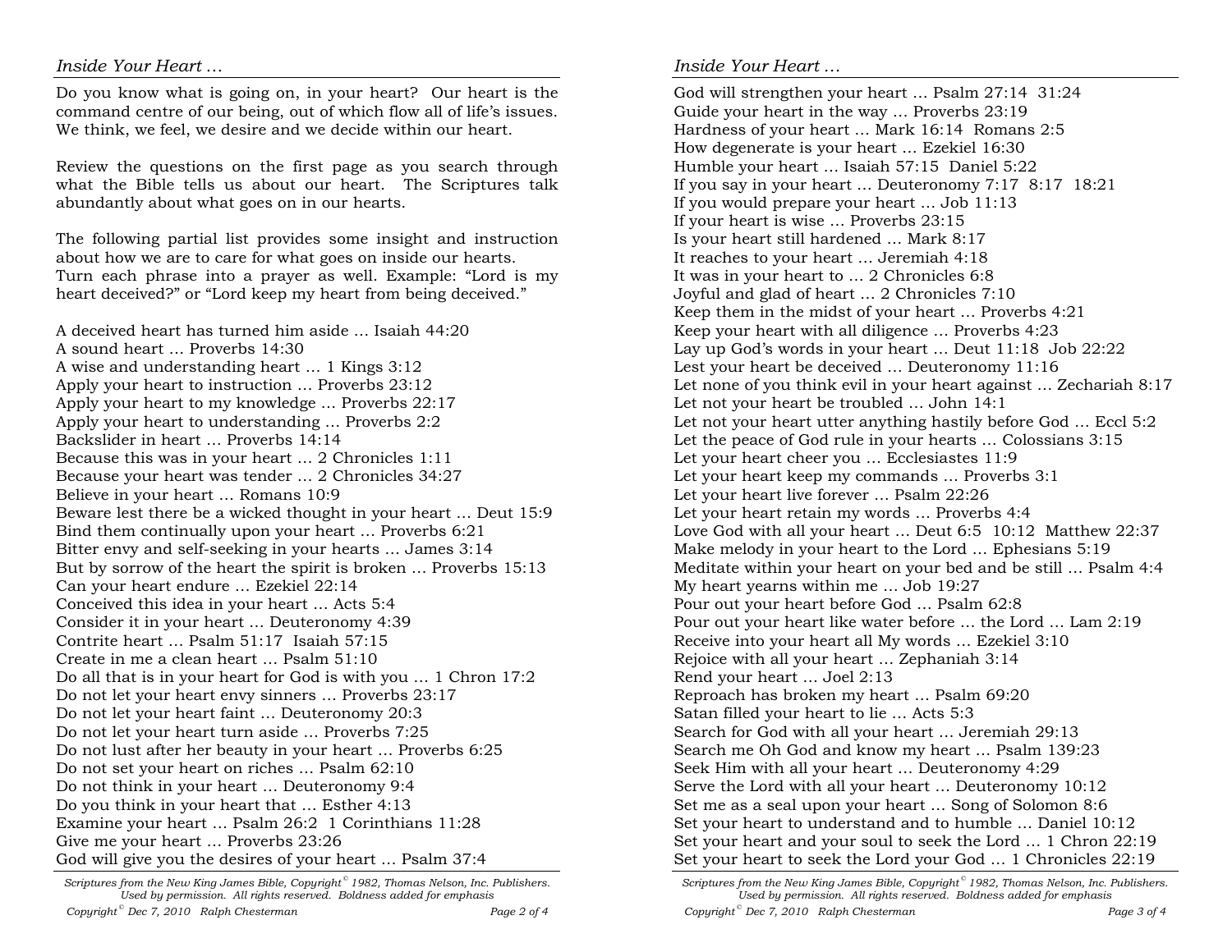Do you know what is going on, in your heart? Our heart is the command centre of our being, out of which flow all of life's issues. We think, we feel, we desire and we decide within our heart.

Review the questions on the first page as you search through what the Bible tells us about our heart. The Scriptures talk abundantly about what goes on in our hearts.

The following partial list provides some insight and instruction about how we are to care for what goes on inside our hearts. Turn each phrase into a prayer as well. Example: "Lord is my heart deceived?" or "Lord keep my heart from being deceived."

A deceived heart has turned him aside … Isaiah 44:20
A sound heart … Proverbs 14:30
A wise and understanding heart … 1 Kings 3:12
Apply your heart to instruction … Proverbs 23:12
Apply your heart to my knowledge … Proverbs 22:17
Apply your heart to understanding … Proverbs 2:2
Backslider in heart … Proverbs 14:14
Because this was in your heart … 2 Chronicles 1:11
Because your heart was tender … 2 Chronicles 34:27
Believe in your heart … Romans 10:9
Beware lest there be a wicked thought in your heart … Deut 15:9
Bind them continually upon your heart … Proverbs 6:21
Bitter envy and self-seeking in your hearts … James 3:14
But by sorrow of the heart the spirit is broken … Proverbs 15:13
Can your heart endure … Ezekiel 22:14
Conceived this idea in your heart … Acts 5:4
Consider it in your heart … Deuteronomy 4:39
Contrite heart … Psalm 51:17 Isaiah 57:15
Create in me a clean heart … Psalm 51:10
Do all that is in your heart for God is with you … 1 Chron 17:2
Do not let your heart envy sinners … Proverbs 23:17
Do not let your heart faint … Deuteronomy 20:3
Do not let your heart turn aside … Proverbs 7:25
Do not lust after her beauty in your heart … Proverbs 6:25
Do not set your heart on riches … Psalm 62:10
Do not think in your heart … Deuteronomy 9:4
Do you think in your heart that … Esther 4:13
Examine your heart … Psalm 26:2 1 Corinthians 11:28
Give me your heart … Proverbs 23:26
God will give you the desires of your heart … Psalm 37:4
God will strengthen your heart … Psalm 27:14 31:24
Guide your heart in the way … Proverbs 23:19
Hardness of your heart … Mark 16:14 Romans 2:5
How degenerate is your heart … Ezekiel 16:30
Humble your heart … Isaiah 57:15 Daniel 5:22
If you say in your heart … Deuteronomy 7:17 8:17 18:21
If you would prepare your heart … Job 11:13
If your heart is wise … Proverbs 23:15
Is your heart still hardened … Mark 8:17
It reaches to your heart … Jeremiah 4:18
It was in your heart to … 2 Chronicles 6:8
Joyful and glad of heart … 2 Chronicles 7:10
Keep them in the midst of your heart … Proverbs 4:21
Keep your heart with all diligence … Proverbs 4:23
Lay up God's words in your heart … Deut 11:18 Job 22:22
Lest your heart be deceived … Deuteronomy 11:16
Let none of you think evil in your heart against … Zechariah 8:17
Let not your heart be troubled … John 14:1
Let not your heart utter anything hastily before God … Eccl 5:2
Let the peace of God rule in your hearts … Colossians 3:15
Let your heart cheer you … Ecclesiastes 11:9
Let your heart keep my commands … Proverbs 3:1
Let your heart live forever … Psalm 22:26
Let your heart retain my words … Proverbs 4:4
Love God with all your heart … Deut 6:5 10:12 Matthew 22:37
Make melody in your heart to the Lord … Ephesians 5:19
Meditate within your heart on your bed and be still … Psalm 4:4
My heart yearns within me … Job 19:27
Pour out your heart before God … Psalm 62:8
Pour out your heart like water before … the Lord … Lam 2:19
Receive into your heart all My words … Ezekiel 3:10
Rejoice with all your heart … Zephaniah 3:14
Rend your heart … Joel 2:13
Reproach has broken my heart … Psalm 69:20
Satan filled your heart to lie … Acts 5:3
Search for God with all your heart … Jeremiah 29:13
Search me Oh God and know my heart … Psalm 139:23
Seek Him with all your heart … Deuteronomy 4:29
Serve the Lord with all your heart … Deuteronomy 10:12
Set me as a seal upon your heart … Song of Solomon 8:6
Set your heart to understand and to humble … Daniel 10:12
Set your heart and your soul to seek the Lord … 1 Chron 22:19
Set your heart to seek the Lord your God … 1 Chronicles 22:19

*Scriptures from the New King James Bible, Copyright© 1982, Thomas Nelson, Inc. Publishers. Used by permission. All rights reserved. Boldness added for emphasis*

*Copyright© Dec 7, 2010 Ralph Chesterman*